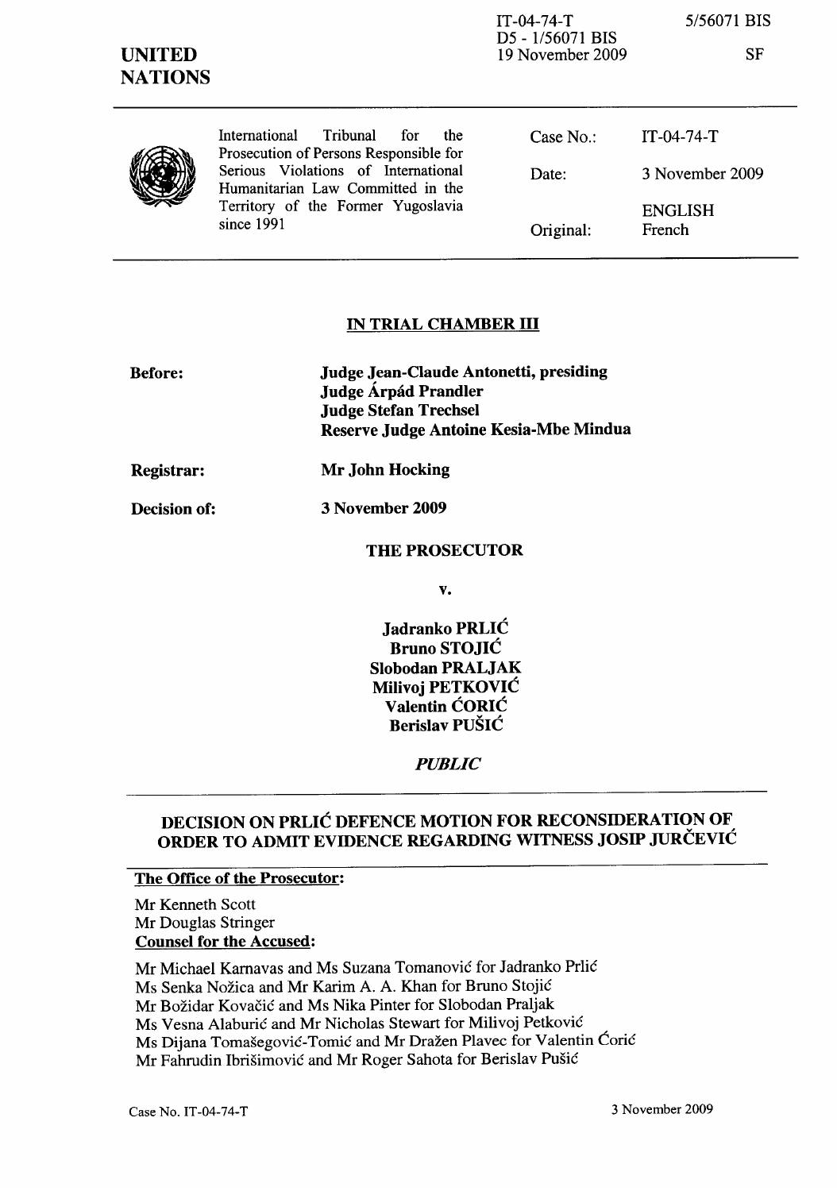IT-04-74-T
D5 - 1/56071 BIS
19 November 2009

5/56071 BIS

SF

**UNITED NATIONS**

International Tribunal for the Prosecution of Persons Responsible for Serious Violations of International Humanitarian Law Committed in the Territory of the Former Yugoslavia since 1991

| | |
|---|---|
| Case No.: | IT-04-74-T |
| Date: | 3 November 2009 |
| Original: | ENGLISH French |

## IN TRIAL CHAMBER III

**Before:** **Judge Jean-Claude Antonetti, presiding**
**Judge Árpád Prandler**
**Judge Stefan Trechsel**
**Reserve Judge Antoine Kesia-Mbe Mindua**

**Registrar:** **Mr John Hocking**

**Decision of:** **3 November 2009**

**THE PROSECUTOR**

**v.**

**Jadranko PRLIĆ**
**Bruno STOJIĆ**
**Slobodan PRALJAK**
**Milivoj PETKOVIĆ**
**Valentin ĆORIĆ**
**Berislav PUŠIĆ**

***PUBLIC***

## DECISION ON PRLIĆ DEFENCE MOTION FOR RECONSIDERATION OF ORDER TO ADMIT EVIDENCE REGARDING WITNESS JOSIP JURČEVIĆ

**The Office of the Prosecutor:**

Mr Kenneth Scott
Mr Douglas Stringer

**Counsel for the Accused:**

Mr Michael Karnavas and Ms Suzana Tomanović for Jadranko Prlić
Ms Senka Nožica and Mr Karim A. A. Khan for Bruno Stojić
Mr Božidar Kovačić and Ms Nika Pinter for Slobodan Praljak
Ms Vesna Alaburić and Mr Nicholas Stewart for Milivoj Petković
Ms Dijana Tomašegović-Tomić and Mr Dražen Plavec for Valentin Ćorić
Mr Fahrudin Ibrišimović and Mr Roger Sahota for Berislav Pušić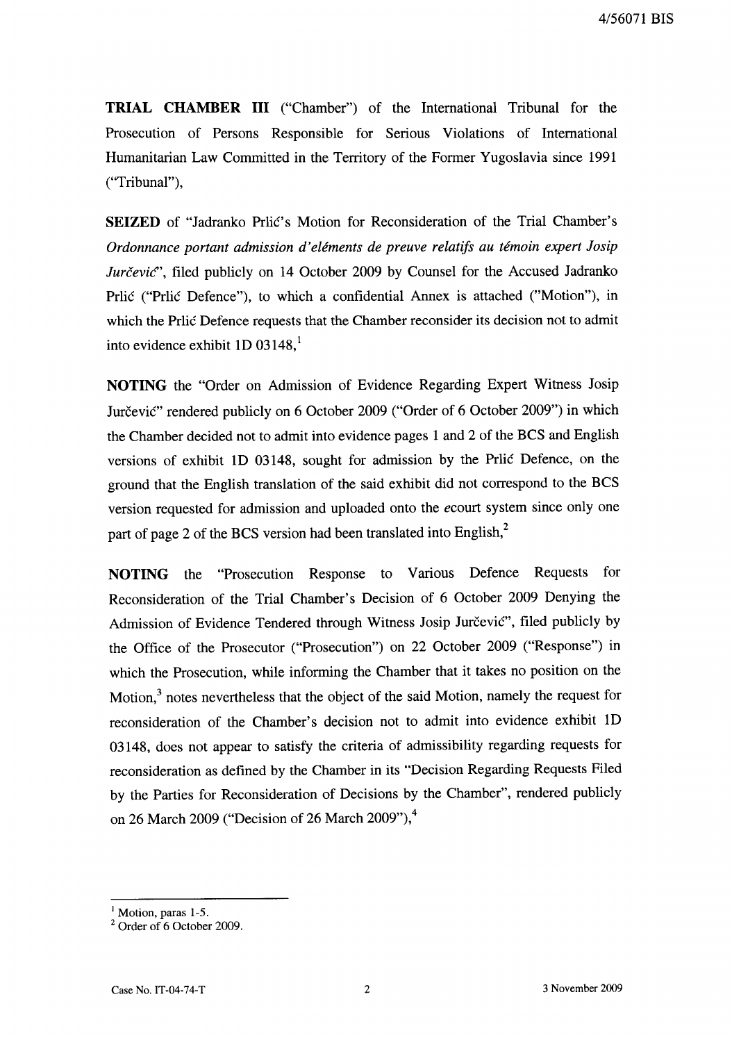**TRIAL CHAMBER III** ("Chamber") of the International Tribunal for the Prosecution of Persons Responsible for Serious Violations of International Humanitarian Law Committed in the Territory of the Former Yugoslavia since 1991 ("Tribunal"),

**SEIZED** of "Jadranko Prlić's Motion for Reconsideration of the Trial Chamber's *Ordonnance portant admission d'eléments de preuve relatifs au témoin expert Josip Jurčević*", filed publicly on 14 October 2009 by Counsel for the Accused Jadranko Prlić ("Prlić Defence"), to which a confidential Annex is attached ("Motion"), in which the Prlić Defence requests that the Chamber reconsider its decision not to admit into evidence exhibit 1D 03148,[1]

**NOTING** the "Order on Admission of Evidence Regarding Expert Witness Josip Jurčević" rendered publicly on 6 October 2009 ("Order of 6 October 2009") in which the Chamber decided not to admit into evidence pages 1 and 2 of the BCS and English versions of exhibit 1D 03148, sought for admission by the Prlić Defence, on the ground that the English translation of the said exhibit did not correspond to the BCS version requested for admission and uploaded onto the *e*court system since only one part of page 2 of the BCS version had been translated into English,[2]

**NOTING** the "Prosecution Response to Various Defence Requests for Reconsideration of the Trial Chamber's Decision of 6 October 2009 Denying the Admission of Evidence Tendered through Witness Josip Jurčević", filed publicly by the Office of the Prosecutor ("Prosecution") on 22 October 2009 ("Response") in which the Prosecution, while informing the Chamber that it takes no position on the Motion,[3] notes nevertheless that the object of the said Motion, namely the request for reconsideration of the Chamber's decision not to admit into evidence exhibit 1D 03148, does not appear to satisfy the criteria of admissibility regarding requests for reconsideration as defined by the Chamber in its "Decision Regarding Requests Filed by the Parties for Reconsideration of Decisions by the Chamber", rendered publicly on 26 March 2009 ("Decision of 26 March 2009"),[4]

---

[1] Motion, paras 1-5.

[2] Order of 6 October 2009.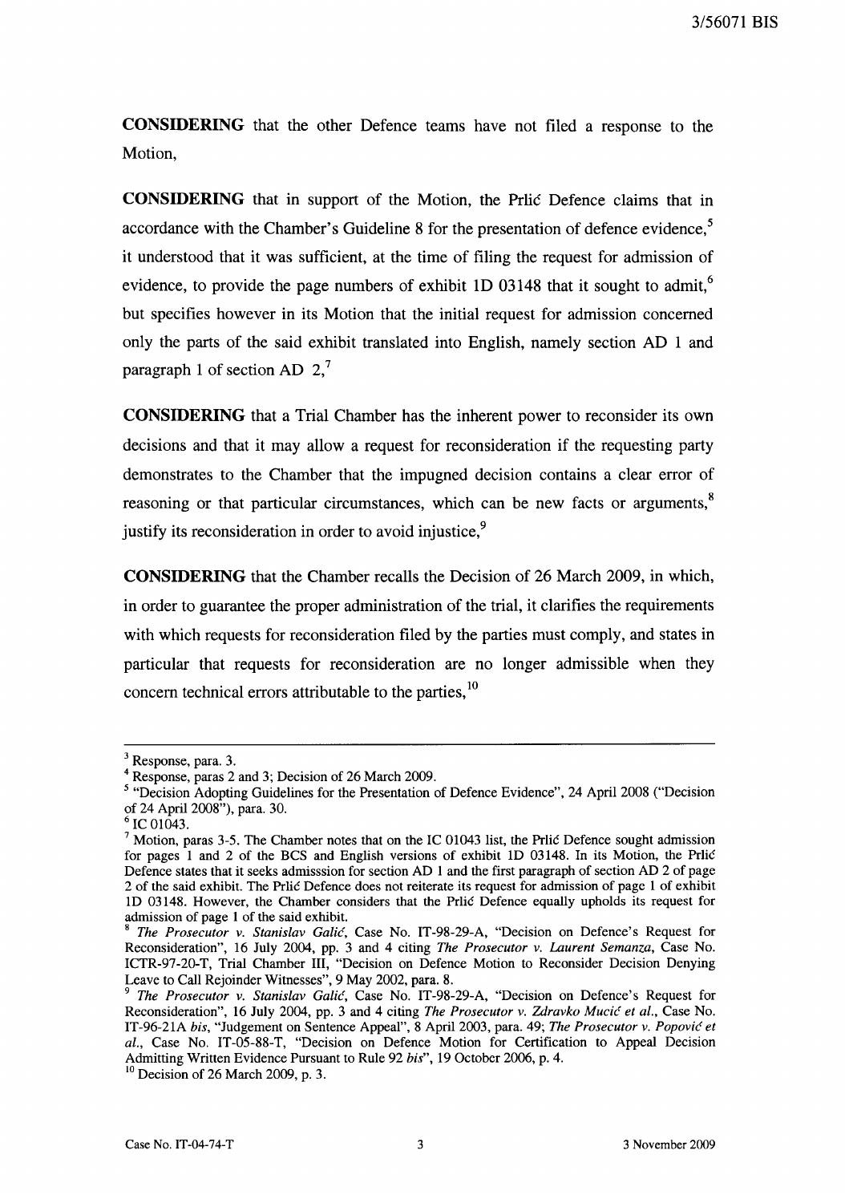**CONSIDERING** that the other Defence teams have not filed a response to the Motion,

**CONSIDERING** that in support of the Motion, the Prlić Defence claims that in accordance with the Chamber's Guideline 8 for the presentation of defence evidence,[5] it understood that it was sufficient, at the time of filing the request for admission of evidence, to provide the page numbers of exhibit 1D 03148 that it sought to admit,[6] but specifies however in its Motion that the initial request for admission concerned only the parts of the said exhibit translated into English, namely section AD 1 and paragraph 1 of section AD 2,[7]

**CONSIDERING** that a Trial Chamber has the inherent power to reconsider its own decisions and that it may allow a request for reconsideration if the requesting party demonstrates to the Chamber that the impugned decision contains a clear error of reasoning or that particular circumstances, which can be new facts or arguments,[8] justify its reconsideration in order to avoid injustice,[9]

**CONSIDERING** that the Chamber recalls the Decision of 26 March 2009, in which, in order to guarantee the proper administration of the trial, it clarifies the requirements with which requests for reconsideration filed by the parties must comply, and states in particular that requests for reconsideration are no longer admissible when they concern technical errors attributable to the parties,[10]

---

[3] Response, para. 3.

[4] Response, paras 2 and 3; Decision of 26 March 2009.

[5] "Decision Adopting Guidelines for the Presentation of Defence Evidence", 24 April 2008 ("Decision of 24 April 2008"), para. 30.

[6] IC 01043.

[7] Motion, paras 3-5. The Chamber notes that on the IC 01043 list, the Prlić Defence sought admission for pages 1 and 2 of the BCS and English versions of exhibit 1D 03148. In its Motion, the Prlić Defence states that it seeks admisssion for section AD 1 and the first paragraph of section AD 2 of page 2 of the said exhibit. The Prlić Defence does not reiterate its request for admission of page 1 of exhibit 1D 03148. However, the Chamber considers that the Prlić Defence equally upholds its request for admission of page 1 of the said exhibit.

[8] *The Prosecutor v. Stanislav Galić*, Case No. IT-98-29-A, "Decision on Defence's Request for Reconsideration", 16 July 2004, pp. 3 and 4 citing *The Prosecutor v. Laurent Semanza*, Case No. ICTR-97-20-T, Trial Chamber III, "Decision on Defence Motion to Reconsider Decision Denying Leave to Call Rejoinder Witnesses", 9 May 2002, para. 8.

[9] *The Prosecutor v. Stanislav Galić*, Case No. IT-98-29-A, "Decision on Defence's Request for Reconsideration", 16 July 2004, pp. 3 and 4 citing *The Prosecutor v. Zdravko Mucić et al.*, Case No. IT-96-21A *bis*, "Judgement on Sentence Appeal", 8 April 2003, para. 49; *The Prosecutor v. Popović et al.*, Case No. IT-05-88-T, "Decision on Defence Motion for Certification to Appeal Decision Admitting Written Evidence Pursuant to Rule 92 *bis*", 19 October 2006, p. 4.

[10] Decision of 26 March 2009, p. 3.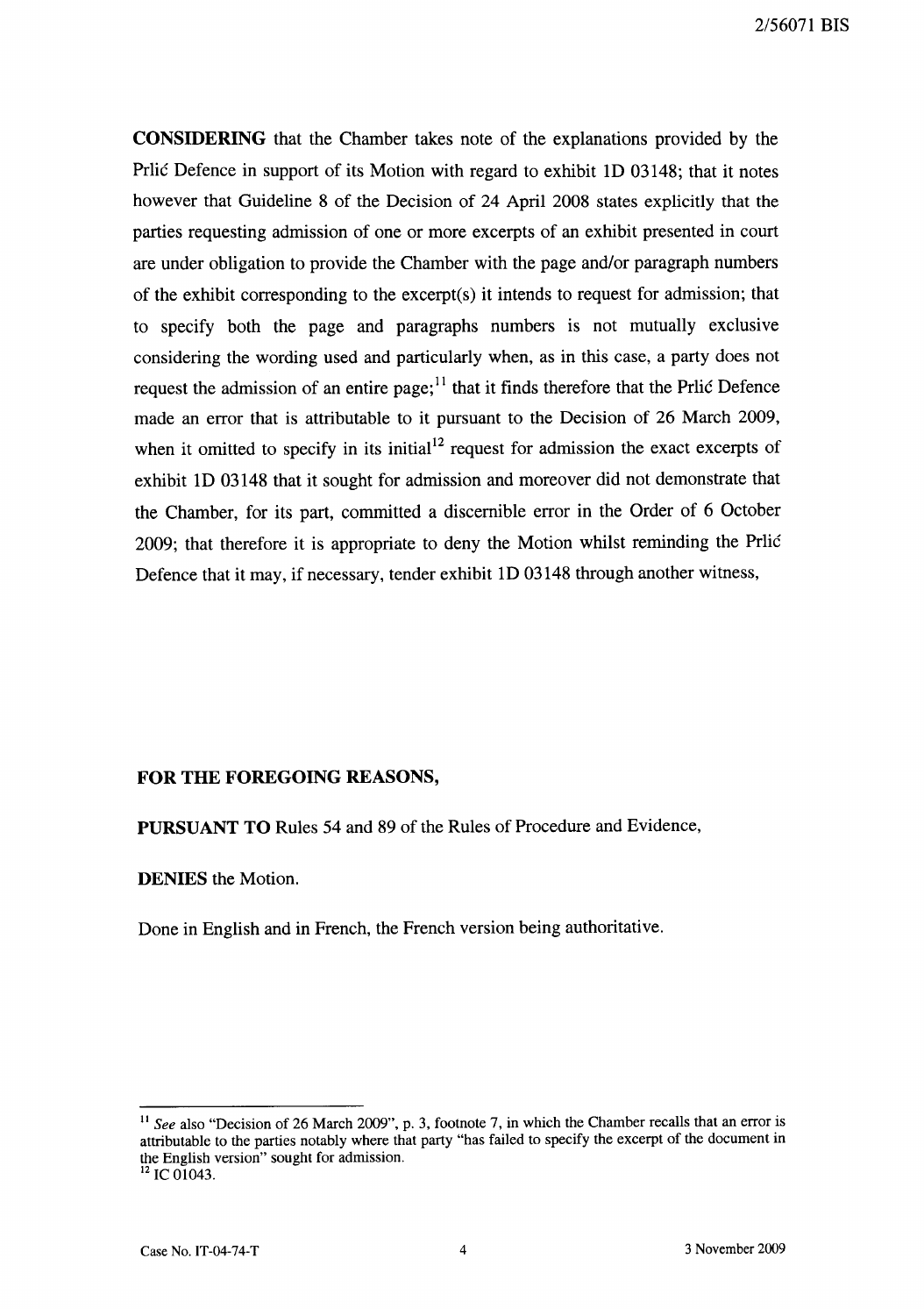**CONSIDERING** that the Chamber takes note of the explanations provided by the Prlić Defence in support of its Motion with regard to exhibit 1D 03148; that it notes however that Guideline 8 of the Decision of 24 April 2008 states explicitly that the parties requesting admission of one or more excerpts of an exhibit presented in court are under obligation to provide the Chamber with the page and/or paragraph numbers of the exhibit corresponding to the excerpt(s) it intends to request for admission; that to specify both the page and paragraphs numbers is not mutually exclusive considering the wording used and particularly when, as in this case, a party does not request the admission of an entire page;[11] that it finds therefore that the Prlić Defence made an error that is attributable to it pursuant to the Decision of 26 March 2009, when it omitted to specify in its initial[12] request for admission the exact excerpts of exhibit 1D 03148 that it sought for admission and moreover did not demonstrate that the Chamber, for its part, committed a discernible error in the Order of 6 October 2009; that therefore it is appropriate to deny the Motion whilst reminding the Prlić Defence that it may, if necessary, tender exhibit 1D 03148 through another witness,

**FOR THE FOREGOING REASONS,**

**PURSUANT TO** Rules 54 and 89 of the Rules of Procedure and Evidence,

**DENIES** the Motion.

Done in English and in French, the French version being authoritative.

---

[11] *See* also "Decision of 26 March 2009", p. 3, footnote 7, in which the Chamber recalls that an error is attributable to the parties notably where that party "has failed to specify the excerpt of the document in the English version" sought for admission.

[12] IC 01043.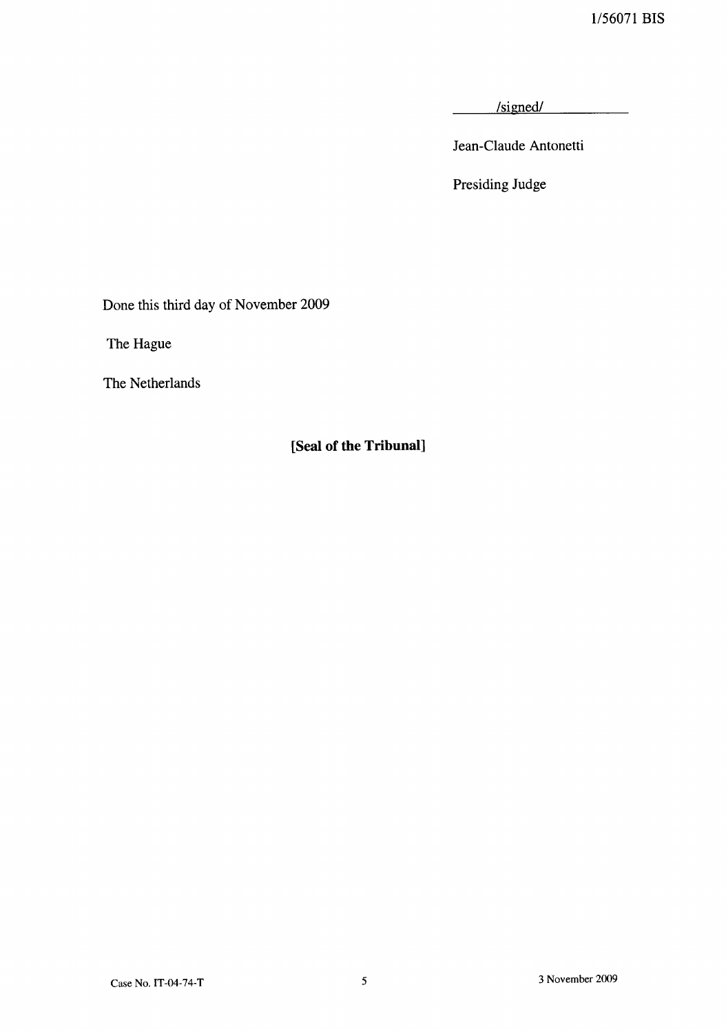/signed/

Jean-Claude Antonetti

Presiding Judge

Done this third day of November 2009

The Hague

The Netherlands

**[Seal of the Tribunal]**